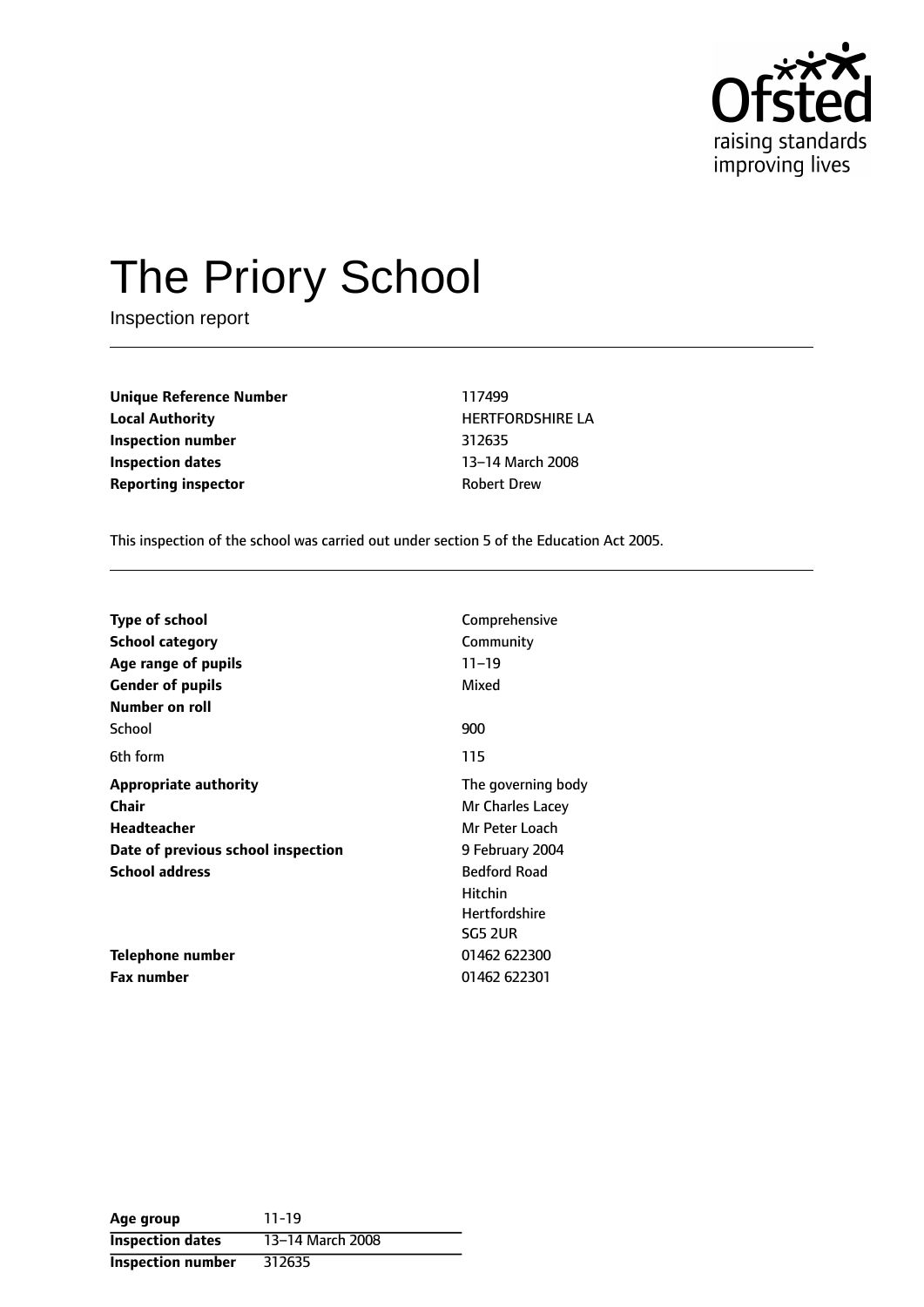# The Priory School

Inspection report

| | |
|---|---|
| **Unique Reference Number** | 117499 |
| **Local Authority** | HERTFORDSHIRE LA |
| **Inspection number** | 312635 |
| **Inspection dates** | 13–14 March 2008 |
| **Reporting inspector** | Robert Drew |

This inspection of the school was carried out under section 5 of the Education Act 2005.

| | |
|---|---|
| **Type of school** | Comprehensive |
| **School category** | Community |
| **Age range of pupils** | 11–19 |
| **Gender of pupils** | Mixed |
| **Number on roll** | |
| School | 900 |
| 6th form | 115 |
| **Appropriate authority** | The governing body |
| **Chair** | Mr Charles Lacey |
| **Headteacher** | Mr Peter Loach |
| **Date of previous school inspection** | 9 February 2004 |
| **School address** | Bedford Road<br>Hitchin<br>Hertfordshire<br>SG5 2UR |
| **Telephone number** | 01462 622300 |
| **Fax number** | 01462 622301 |

| | |
|---|---|
| **Age group** | 11-19 |
| **Inspection dates** | 13–14 March 2008 |
| **Inspection number** | 312635 |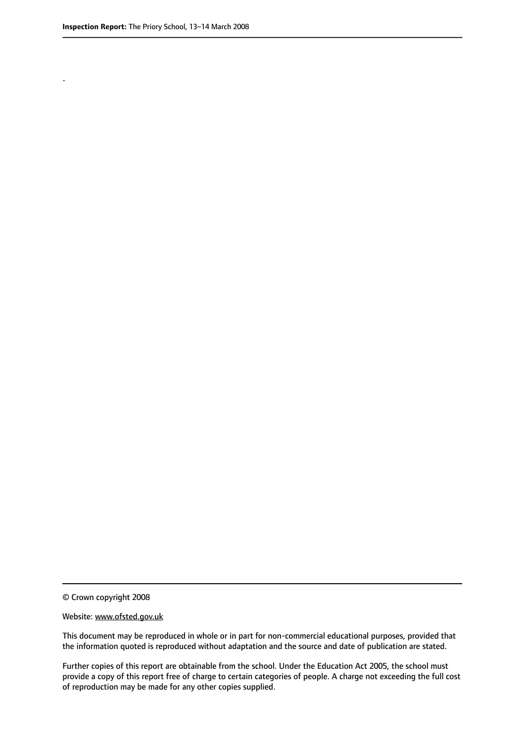.

© Crown copyright 2008

Website: www.ofsted.gov.uk

This document may be reproduced in whole or in part for non-commercial educational purposes, provided that the information quoted is reproduced without adaptation and the source and date of publication are stated.

Further copies of this report are obtainable from the school. Under the Education Act 2005, the school must provide a copy of this report free of charge to certain categories of people. A charge not exceeding the full cost of reproduction may be made for any other copies supplied.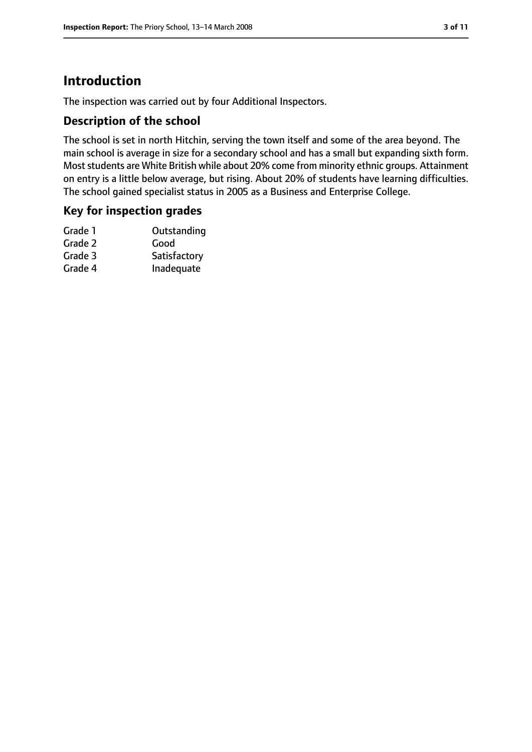# Introduction

The inspection was carried out by four Additional Inspectors.

## Description of the school

The school is set in north Hitchin, serving the town itself and some of the area beyond. The main school is average in size for a secondary school and has a small but expanding sixth form. Most students are White British while about 20% come from minority ethnic groups. Attainment on entry is a little below average, but rising. About 20% of students have learning difficulties. The school gained specialist status in 2005 as a Business and Enterprise College.

## Key for inspection grades

| | |
|---|---|
| Grade 1 | Outstanding |
| Grade 2 | Good |
| Grade 3 | Satisfactory |
| Grade 4 | Inadequate |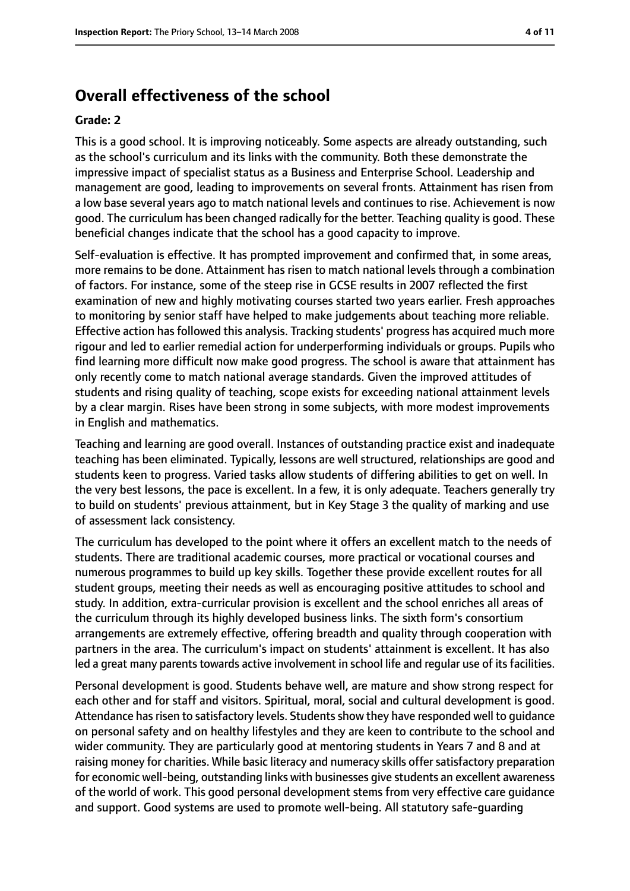## Overall effectiveness of the school

**Grade: 2**

This is a good school. It is improving noticeably. Some aspects are already outstanding, such as the school's curriculum and its links with the community. Both these demonstrate the impressive impact of specialist status as a Business and Enterprise School. Leadership and management are good, leading to improvements on several fronts. Attainment has risen from a low base several years ago to match national levels and continues to rise. Achievement is now good. The curriculum has been changed radically for the better. Teaching quality is good. These beneficial changes indicate that the school has a good capacity to improve.

Self-evaluation is effective. It has prompted improvement and confirmed that, in some areas, more remains to be done. Attainment has risen to match national levels through a combination of factors. For instance, some of the steep rise in GCSE results in 2007 reflected the first examination of new and highly motivating courses started two years earlier. Fresh approaches to monitoring by senior staff have helped to make judgements about teaching more reliable. Effective action has followed this analysis. Tracking students' progress has acquired much more rigour and led to earlier remedial action for underperforming individuals or groups. Pupils who find learning more difficult now make good progress. The school is aware that attainment has only recently come to match national average standards. Given the improved attitudes of students and rising quality of teaching, scope exists for exceeding national attainment levels by a clear margin. Rises have been strong in some subjects, with more modest improvements in English and mathematics.

Teaching and learning are good overall. Instances of outstanding practice exist and inadequate teaching has been eliminated. Typically, lessons are well structured, relationships are good and students keen to progress. Varied tasks allow students of differing abilities to get on well. In the very best lessons, the pace is excellent. In a few, it is only adequate. Teachers generally try to build on students' previous attainment, but in Key Stage 3 the quality of marking and use of assessment lack consistency.

The curriculum has developed to the point where it offers an excellent match to the needs of students. There are traditional academic courses, more practical or vocational courses and numerous programmes to build up key skills. Together these provide excellent routes for all student groups, meeting their needs as well as encouraging positive attitudes to school and study. In addition, extra-curricular provision is excellent and the school enriches all areas of the curriculum through its highly developed business links. The sixth form's consortium arrangements are extremely effective, offering breadth and quality through cooperation with partners in the area. The curriculum's impact on students' attainment is excellent. It has also led a great many parents towards active involvement in school life and regular use of its facilities.

Personal development is good. Students behave well, are mature and show strong respect for each other and for staff and visitors. Spiritual, moral, social and cultural development is good. Attendance has risen to satisfactory levels. Students show they have responded well to guidance on personal safety and on healthy lifestyles and they are keen to contribute to the school and wider community. They are particularly good at mentoring students in Years 7 and 8 and at raising money for charities. While basic literacy and numeracy skills offer satisfactory preparation for economic well-being, outstanding links with businesses give students an excellent awareness of the world of work. This good personal development stems from very effective care guidance and support. Good systems are used to promote well-being. All statutory safe-guarding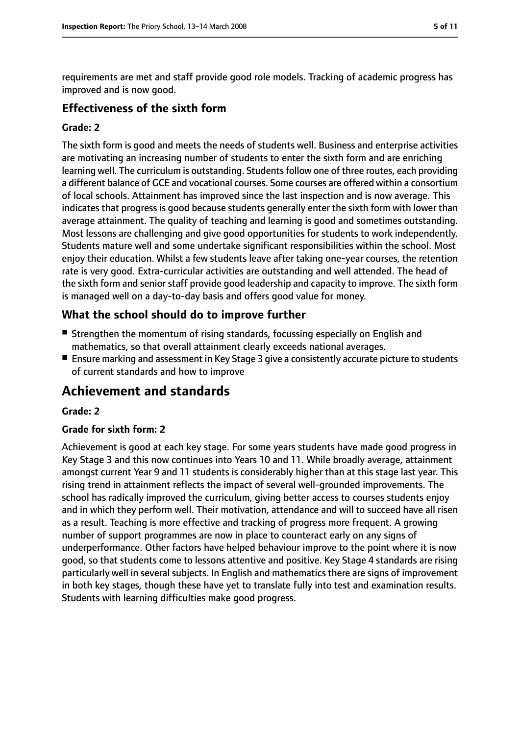requirements are met and staff provide good role models. Tracking of academic progress has improved and is now good.

### Effectiveness of the sixth form

#### Grade: 2

The sixth form is good and meets the needs of students well. Business and enterprise activities are motivating an increasing number of students to enter the sixth form and are enriching learning well. The curriculum is outstanding. Students follow one of three routes, each providing a different balance of GCE and vocational courses. Some courses are offered within a consortium of local schools. Attainment has improved since the last inspection and is now average. This indicates that progress is good because students generally enter the sixth form with lower than average attainment. The quality of teaching and learning is good and sometimes outstanding. Most lessons are challenging and give good opportunities for students to work independently. Students mature well and some undertake significant responsibilities within the school. Most enjoy their education. Whilst a few students leave after taking one-year courses, the retention rate is very good. Extra-curricular activities are outstanding and well attended. The head of the sixth form and senior staff provide good leadership and capacity to improve. The sixth form is managed well on a day-to-day basis and offers good value for money.

### What the school should do to improve further

- Strengthen the momentum of rising standards, focussing especially on English and mathematics, so that overall attainment clearly exceeds national averages.
- Ensure marking and assessment in Key Stage 3 give a consistently accurate picture to students of current standards and how to improve

## Achievement and standards

#### Grade: 2

#### Grade for sixth form: 2

Achievement is good at each key stage. For some years students have made good progress in Key Stage 3 and this now continues into Years 10 and 11. While broadly average, attainment amongst current Year 9 and 11 students is considerably higher than at this stage last year. This rising trend in attainment reflects the impact of several well-grounded improvements. The school has radically improved the curriculum, giving better access to courses students enjoy and in which they perform well. Their motivation, attendance and will to succeed have all risen as a result. Teaching is more effective and tracking of progress more frequent. A growing number of support programmes are now in place to counteract early on any signs of underperformance. Other factors have helped behaviour improve to the point where it is now good, so that students come to lessons attentive and positive. Key Stage 4 standards are rising particularly well in several subjects. In English and mathematics there are signs of improvement in both key stages, though these have yet to translate fully into test and examination results. Students with learning difficulties make good progress.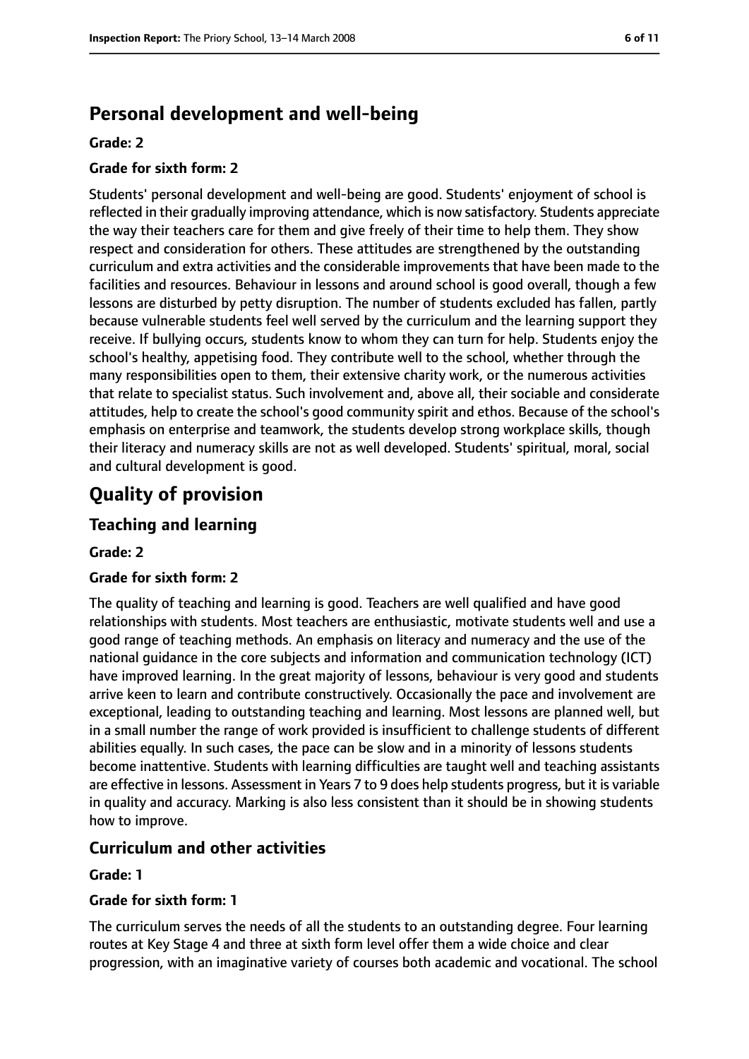## Personal development and well-being

**Grade: 2**

**Grade for sixth form: 2**

Students' personal development and well-being are good. Students' enjoyment of school is reflected in their gradually improving attendance, which is now satisfactory. Students appreciate the way their teachers care for them and give freely of their time to help them. They show respect and consideration for others. These attitudes are strengthened by the outstanding curriculum and extra activities and the considerable improvements that have been made to the facilities and resources. Behaviour in lessons and around school is good overall, though a few lessons are disturbed by petty disruption. The number of students excluded has fallen, partly because vulnerable students feel well served by the curriculum and the learning support they receive. If bullying occurs, students know to whom they can turn for help. Students enjoy the school's healthy, appetising food. They contribute well to the school, whether through the many responsibilities open to them, their extensive charity work, or the numerous activities that relate to specialist status. Such involvement and, above all, their sociable and considerate attitudes, help to create the school's good community spirit and ethos. Because of the school's emphasis on enterprise and teamwork, the students develop strong workplace skills, though their literacy and numeracy skills are not as well developed. Students' spiritual, moral, social and cultural development is good.

# Quality of provision

## Teaching and learning

**Grade: 2**

**Grade for sixth form: 2**

The quality of teaching and learning is good. Teachers are well qualified and have good relationships with students. Most teachers are enthusiastic, motivate students well and use a good range of teaching methods. An emphasis on literacy and numeracy and the use of the national guidance in the core subjects and information and communication technology (ICT) have improved learning. In the great majority of lessons, behaviour is very good and students arrive keen to learn and contribute constructively. Occasionally the pace and involvement are exceptional, leading to outstanding teaching and learning. Most lessons are planned well, but in a small number the range of work provided is insufficient to challenge students of different abilities equally. In such cases, the pace can be slow and in a minority of lessons students become inattentive. Students with learning difficulties are taught well and teaching assistants are effective in lessons. Assessment in Years 7 to 9 does help students progress, but it is variable in quality and accuracy. Marking is also less consistent than it should be in showing students how to improve.

## Curriculum and other activities

**Grade: 1**

**Grade for sixth form: 1**

The curriculum serves the needs of all the students to an outstanding degree. Four learning routes at Key Stage 4 and three at sixth form level offer them a wide choice and clear progression, with an imaginative variety of courses both academic and vocational. The school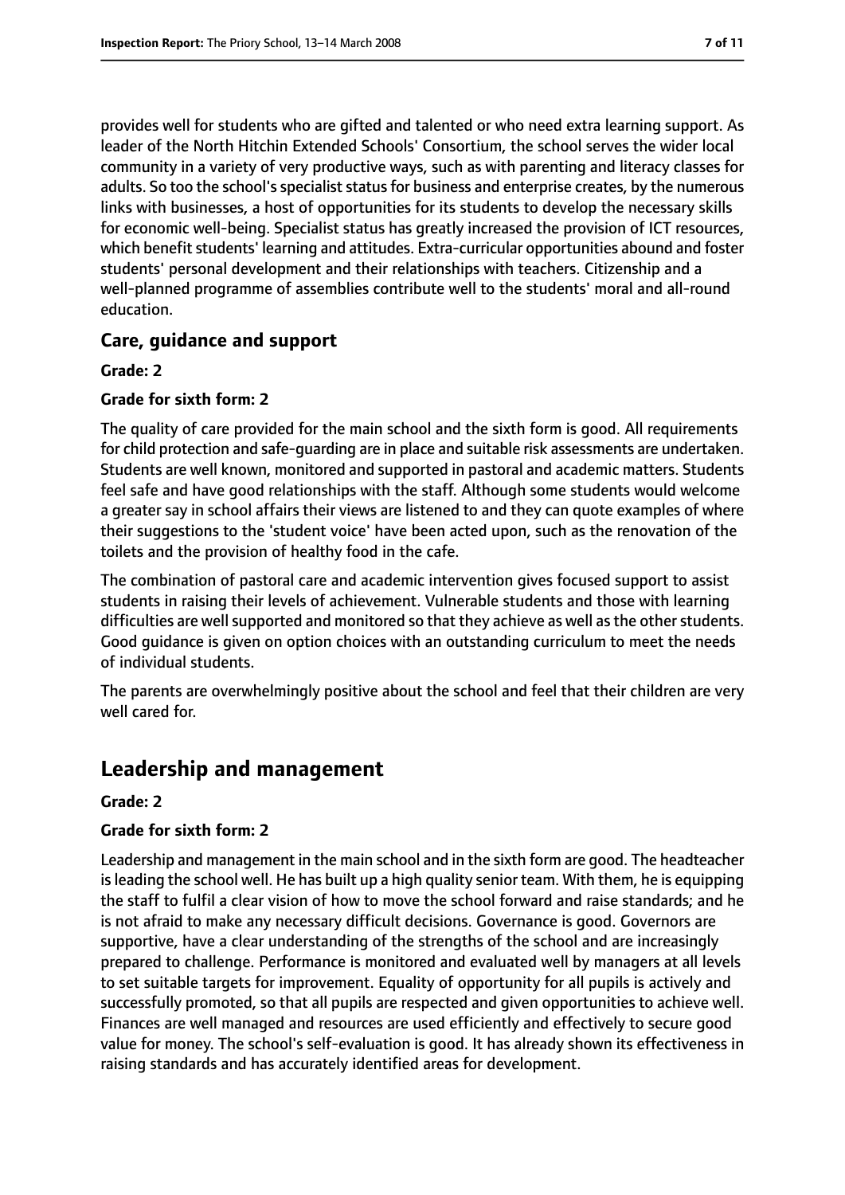provides well for students who are gifted and talented or who need extra learning support. As leader of the North Hitchin Extended Schools' Consortium, the school serves the wider local community in a variety of very productive ways, such as with parenting and literacy classes for adults. So too the school's specialist status for business and enterprise creates, by the numerous links with businesses, a host of opportunities for its students to develop the necessary skills for economic well-being. Specialist status has greatly increased the provision of ICT resources, which benefit students' learning and attitudes. Extra-curricular opportunities abound and foster students' personal development and their relationships with teachers. Citizenship and a well-planned programme of assemblies contribute well to the students' moral and all-round education.

### Care, guidance and support

**Grade: 2**

**Grade for sixth form: 2**

The quality of care provided for the main school and the sixth form is good. All requirements for child protection and safe-guarding are in place and suitable risk assessments are undertaken. Students are well known, monitored and supported in pastoral and academic matters. Students feel safe and have good relationships with the staff. Although some students would welcome a greater say in school affairs their views are listened to and they can quote examples of where their suggestions to the 'student voice' have been acted upon, such as the renovation of the toilets and the provision of healthy food in the cafe.

The combination of pastoral care and academic intervention gives focused support to assist students in raising their levels of achievement. Vulnerable students and those with learning difficulties are well supported and monitored so that they achieve as well as the other students. Good guidance is given on option choices with an outstanding curriculum to meet the needs of individual students.

The parents are overwhelmingly positive about the school and feel that their children are very well cared for.

## Leadership and management

**Grade: 2**

**Grade for sixth form: 2**

Leadership and management in the main school and in the sixth form are good. The headteacher is leading the school well. He has built up a high quality senior team. With them, he is equipping the staff to fulfil a clear vision of how to move the school forward and raise standards; and he is not afraid to make any necessary difficult decisions. Governance is good. Governors are supportive, have a clear understanding of the strengths of the school and are increasingly prepared to challenge. Performance is monitored and evaluated well by managers at all levels to set suitable targets for improvement. Equality of opportunity for all pupils is actively and successfully promoted, so that all pupils are respected and given opportunities to achieve well. Finances are well managed and resources are used efficiently and effectively to secure good value for money. The school's self-evaluation is good. It has already shown its effectiveness in raising standards and has accurately identified areas for development.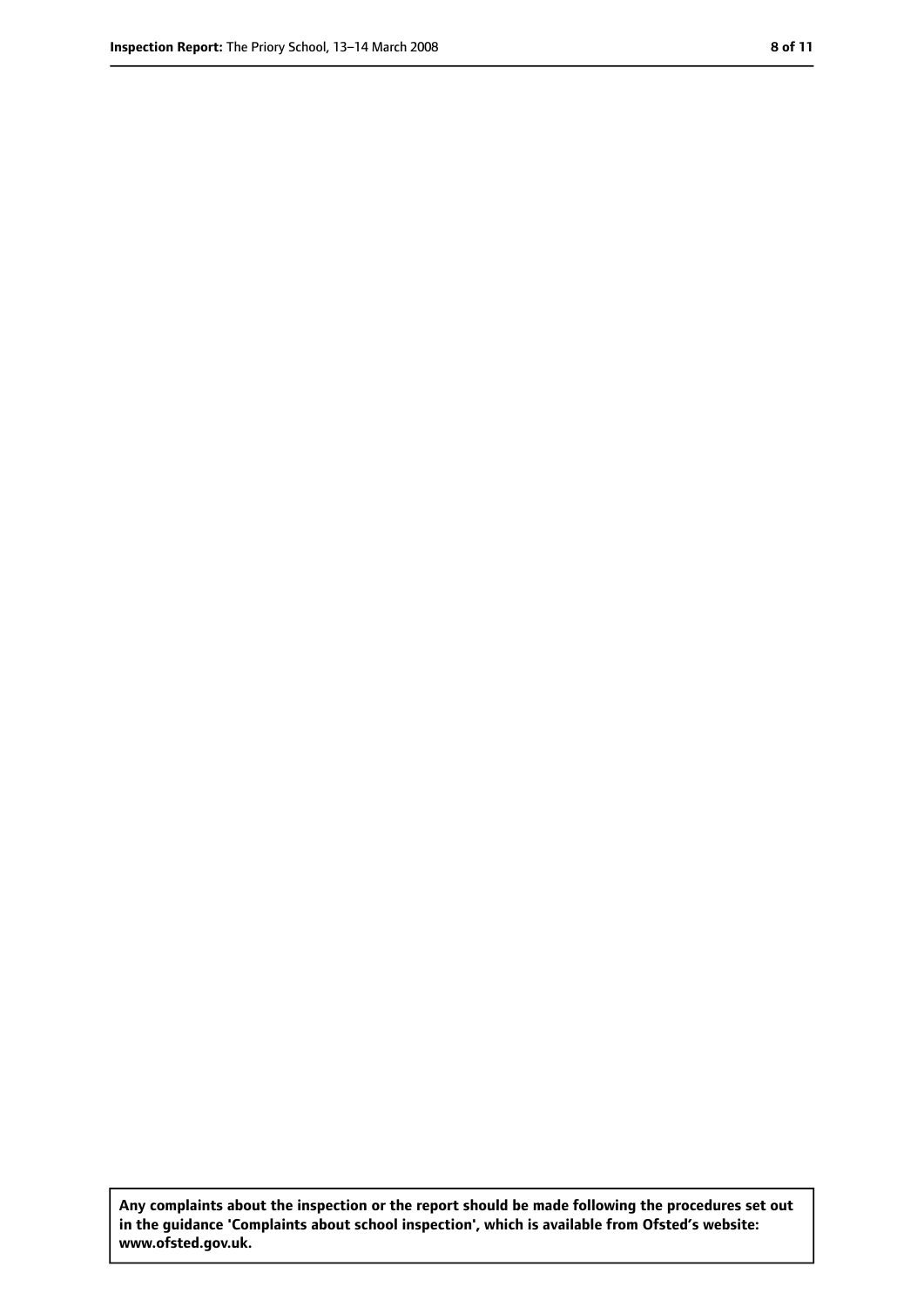**Any complaints about the inspection or the report should be made following the procedures set out in the guidance 'Complaints about school inspection', which is available from Ofsted's website: www.ofsted.gov.uk.**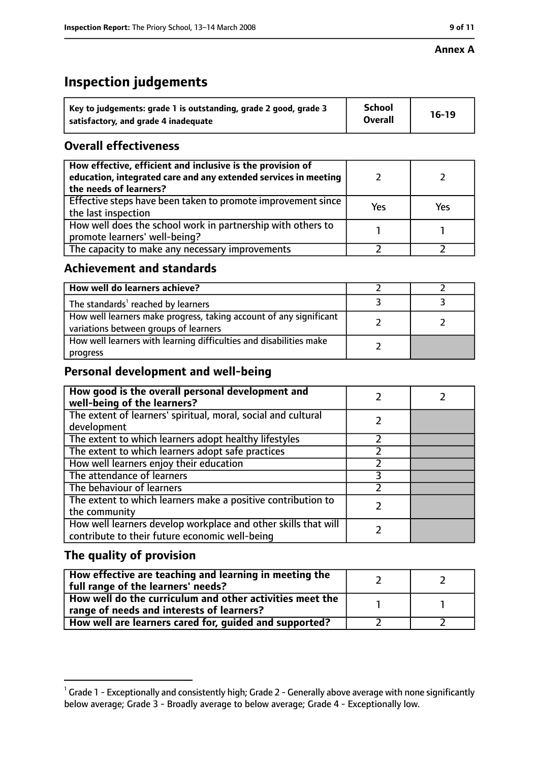**Annex A**

# Inspection judgements

| Key to judgements: grade 1 is outstanding, grade 2 good, grade 3 satisfactory, and grade 4 inadequate | School Overall | 16-19 |
|---|---|---|

## Overall effectiveness

| | | |
|---|---|---|
| How effective, efficient and inclusive is the provision of education, integrated care and any extended services in meeting the needs of learners? | 2 | 2 |
| Effective steps have been taken to promote improvement since the last inspection | Yes | Yes |
| How well does the school work in partnership with others to promote learners' well-being? | 1 | 1 |
| The capacity to make any necessary improvements | 2 | 2 |

## Achievement and standards

| | | |
|---|---|---|
| How well do learners achieve? | 2 | 2 |
| The standards[1] reached by learners | 3 | 3 |
| How well learners make progress, taking account of any significant variations between groups of learners | 2 | 2 |
| How well learners with learning difficulties and disabilities make progress | 2 | |

## Personal development and well-being

| | | |
|---|---|---|
| How good is the overall personal development and well-being of the learners? | 2 | 2 |
| The extent of learners' spiritual, moral, social and cultural development | 2 | |
| The extent to which learners adopt healthy lifestyles | 2 | |
| The extent to which learners adopt safe practices | 2 | |
| How well learners enjoy their education | 2 | |
| The attendance of learners | 3 | |
| The behaviour of learners | 2 | |
| The extent to which learners make a positive contribution to the community | 2 | |
| How well learners develop workplace and other skills that will contribute to their future economic well-being | 2 | |

## The quality of provision

| | | |
|---|---|---|
| How effective are teaching and learning in meeting the full range of the learners' needs? | 2 | 2 |
| How well do the curriculum and other activities meet the range of needs and interests of learners? | 1 | 1 |
| How well are learners cared for, guided and supported? | 2 | 2 |

[1] Grade 1 - Exceptionally and consistently high; Grade 2 - Generally above average with none significantly below average; Grade 3 - Broadly average to below average; Grade 4 - Exceptionally low.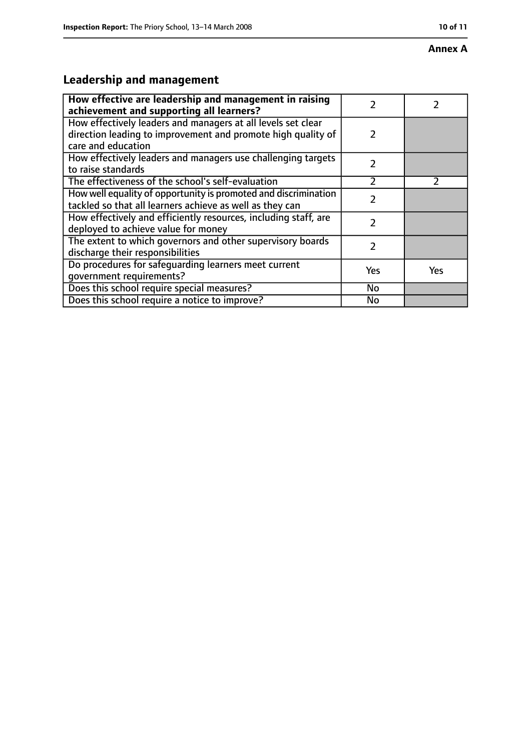**Annex A**

## Leadership and management

| **How effective are leadership and management in raising achievement and supporting all learners?** | 2 | 2 |
|---|---|---|
| How effectively leaders and managers at all levels set clear direction leading to improvement and promote high quality of care and education | 2 | |
| How effectively leaders and managers use challenging targets to raise standards | 2 | |
| The effectiveness of the school's self-evaluation | 2 | 2 |
| How well equality of opportunity is promoted and discrimination tackled so that all learners achieve as well as they can | 2 | |
| How effectively and efficiently resources, including staff, are deployed to achieve value for money | 2 | |
| The extent to which governors and other supervisory boards discharge their responsibilities | 2 | |
| Do procedures for safeguarding learners meet current government requirements? | Yes | Yes |
| Does this school require special measures? | No | |
| Does this school require a notice to improve? | No | |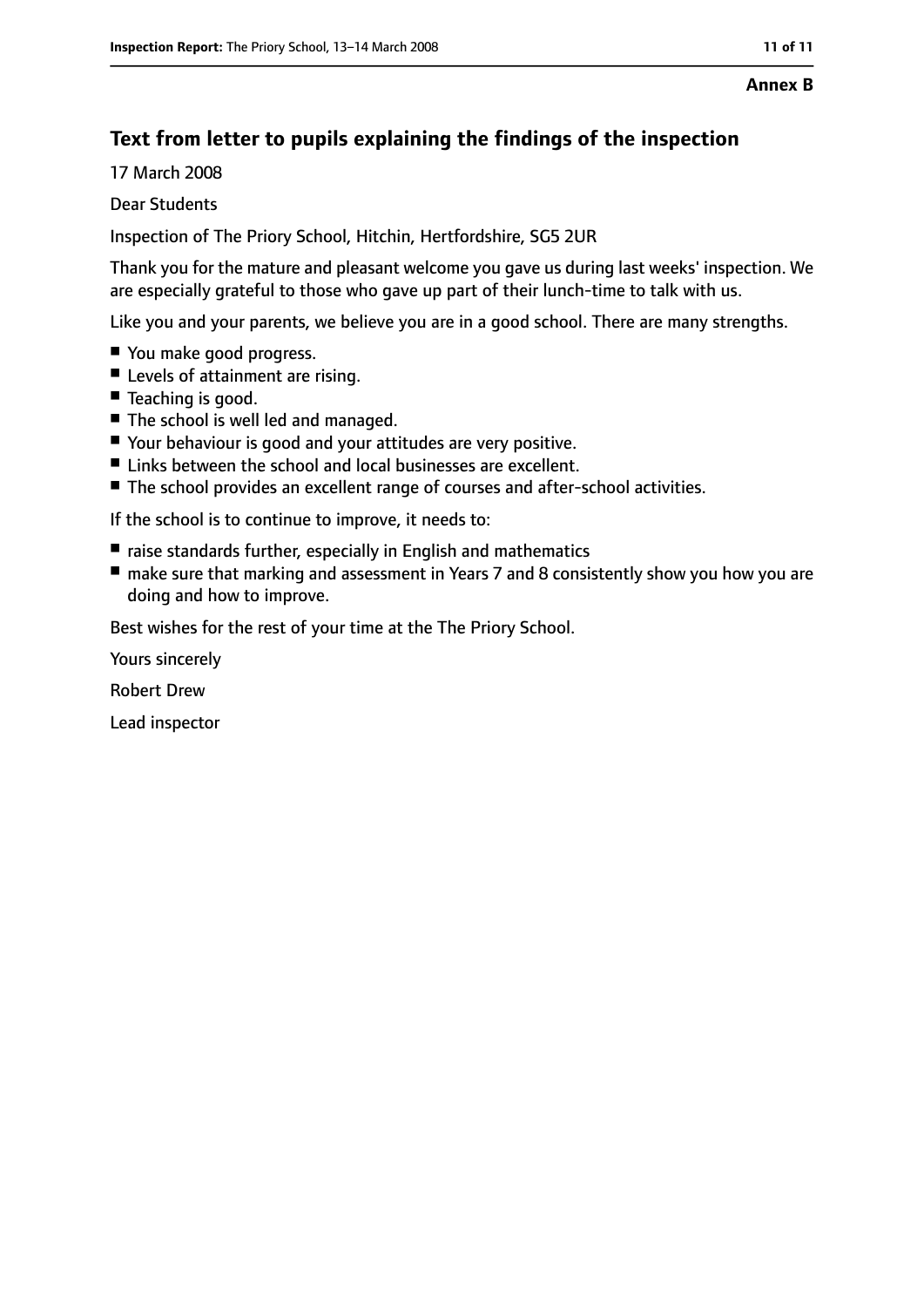**Annex B**

## Text from letter to pupils explaining the findings of the inspection

17 March 2008

Dear Students

Inspection of The Priory School, Hitchin, Hertfordshire, SG5 2UR

Thank you for the mature and pleasant welcome you gave us during last weeks' inspection. We are especially grateful to those who gave up part of their lunch-time to talk with us.

Like you and your parents, we believe you are in a good school. There are many strengths.

- You make good progress.
- Levels of attainment are rising.
- Teaching is good.
- The school is well led and managed.
- Your behaviour is good and your attitudes are very positive.
- Links between the school and local businesses are excellent.
- The school provides an excellent range of courses and after-school activities.

If the school is to continue to improve, it needs to:

- raise standards further, especially in English and mathematics
- make sure that marking and assessment in Years 7 and 8 consistently show you how you are doing and how to improve.

Best wishes for the rest of your time at the The Priory School.

Yours sincerely

Robert Drew

Lead inspector